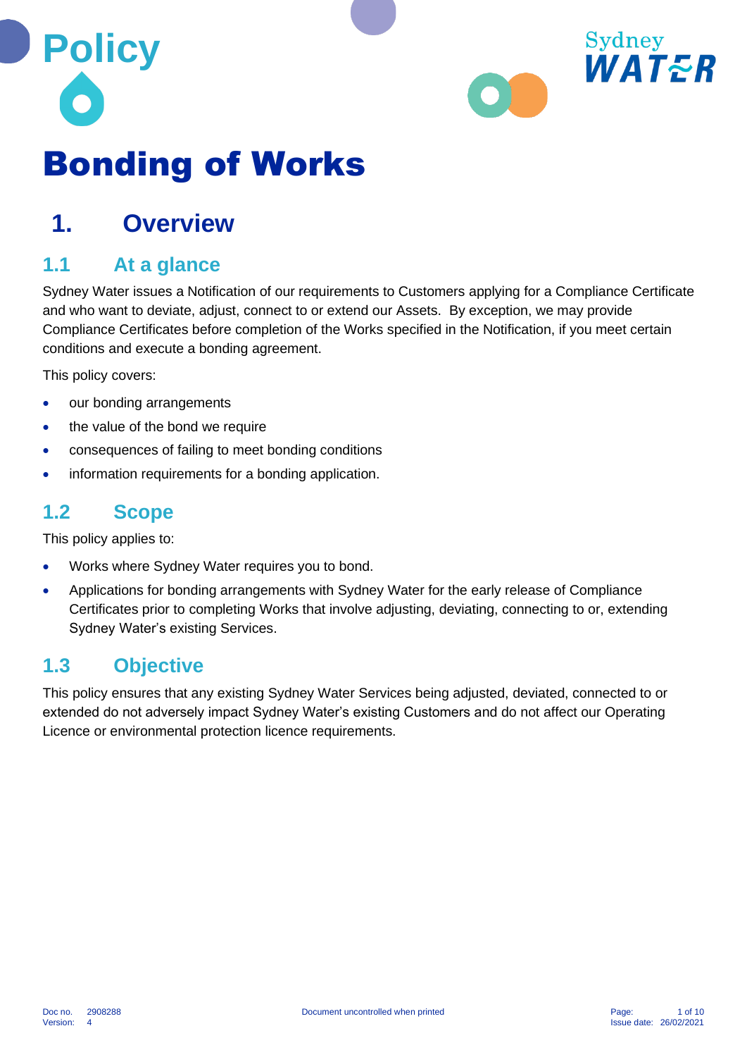Policy

# Bonding of Works

## 1. Overview

### 1.1 At a glance

Sydney Water issues a Notification of our requirements to Customers applying for a Compliance Certificate and who want to deviate, adjust, connect to or extend our Assets. By exception, we may provide Compliance Certificates before completion of the Works specified in the Notification, if you meet certain conditions and execute a bonding agreement.

This policy covers:

- our bonding arrangements
- the value of the bond we require
- consequences of failing to meet bonding conditions
- information requirements for a bonding application.

### 1.2 Scope

This policy applies to:

- Works where Sydney Water requires you to bond.
- Applications for bonding arrangements with Sydney Water for the early release of Compliance Certificates prior to completing Works that involve adjusting, deviating, connecting to or, extending Sydney Water's existing Services.

### 1.3 Objective

This policy ensures that any existing Sydney Water Services being adjusted, deviated, connected to or extended do not adversely impact Sydney Water's existing Customers and do not affect our Operating Licence or environmental protection licence requirements.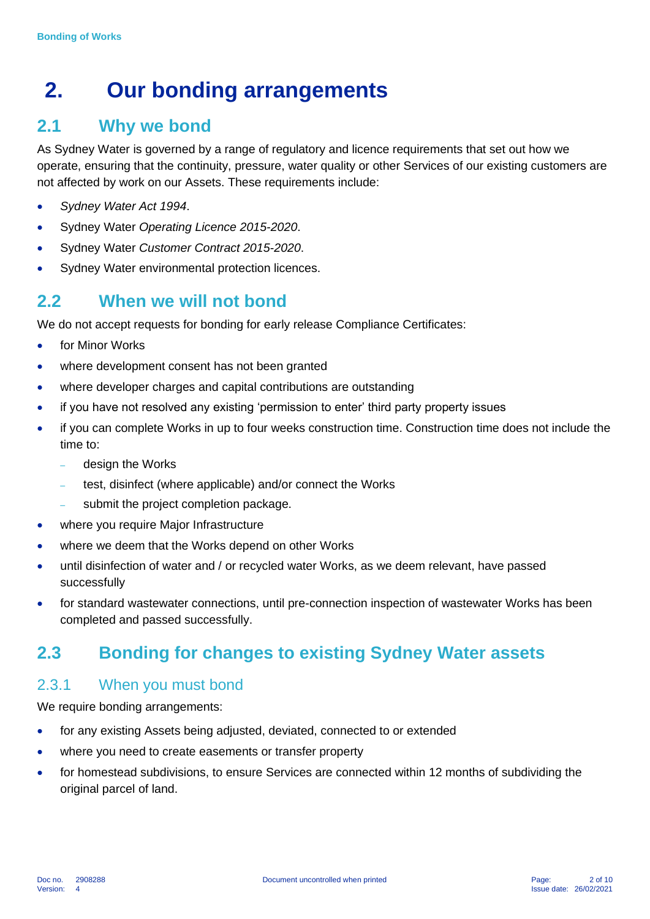# 2. Our bonding arrangements

## 2.1 Why we bond

As Sydney Water is governed by a range of regulatory and licence requirements that set out how we operate, ensuring that the continuity, pressure, water quality or other Services of our existing customers are not affected by work on our Assets. These requirements include:

- *Sydney Water Act 1994*.
- Sydney Water *Operating Licence 2015-2020*.
- Sydney Water *Customer Contract 2015-2020*.
- Sydney Water environmental protection licences.

## 2.2 When we will not bond

We do not accept requests for bonding for early release Compliance Certificates:

- for Minor Works
- where development consent has not been granted
- where developer charges and capital contributions are outstanding
- if you have not resolved any existing 'permission to enter' third party property issues
- if you can complete Works in up to four weeks construction time. Construction time does not include the time to:
  - design the Works
  - test, disinfect (where applicable) and/or connect the Works
  - submit the project completion package.
- where you require Major Infrastructure
- where we deem that the Works depend on other Works
- until disinfection of water and / or recycled water Works, as we deem relevant, have passed successfully
- for standard wastewater connections, until pre-connection inspection of wastewater Works has been completed and passed successfully.

## 2.3 Bonding for changes to existing Sydney Water assets

### 2.3.1 When you must bond

We require bonding arrangements:

- for any existing Assets being adjusted, deviated, connected to or extended
- where you need to create easements or transfer property
- for homestead subdivisions, to ensure Services are connected within 12 months of subdividing the original parcel of land.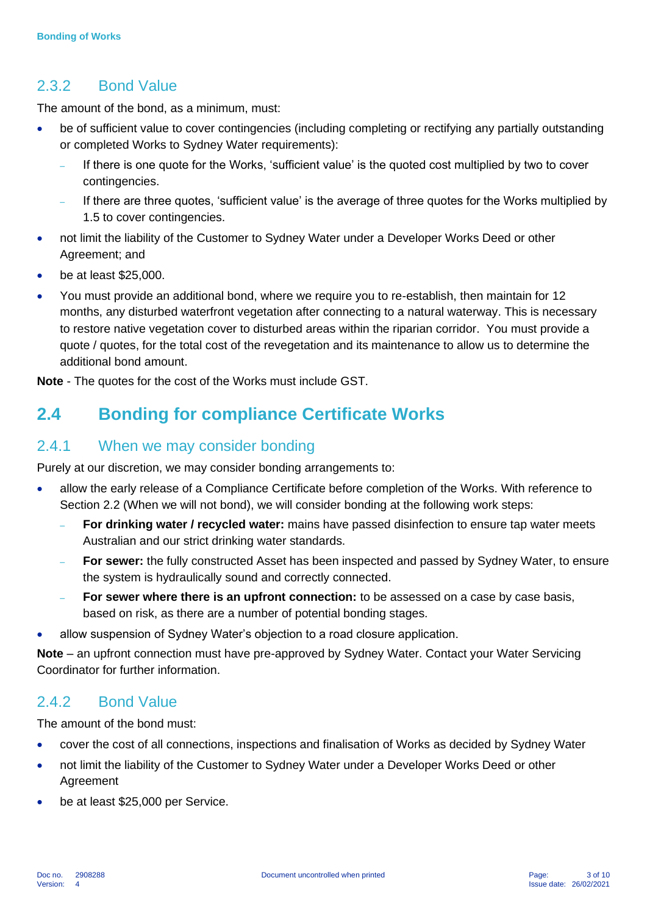### 2.3.2 Bond Value

The amount of the bond, as a minimum, must:

- be of sufficient value to cover contingencies (including completing or rectifying any partially outstanding or completed Works to Sydney Water requirements):
  - If there is one quote for the Works, 'sufficient value' is the quoted cost multiplied by two to cover contingencies.
  - If there are three quotes, 'sufficient value' is the average of three quotes for the Works multiplied by 1.5 to cover contingencies.
- not limit the liability of the Customer to Sydney Water under a Developer Works Deed or other Agreement; and
- be at least $25,000.
- You must provide an additional bond, where we require you to re-establish, then maintain for 12 months, any disturbed waterfront vegetation after connecting to a natural waterway. This is necessary to restore native vegetation cover to disturbed areas within the riparian corridor. You must provide a quote / quotes, for the total cost of the revegetation and its maintenance to allow us to determine the additional bond amount.

**Note** - The quotes for the cost of the Works must include GST.

## 2.4 Bonding for compliance Certificate Works

### 2.4.1 When we may consider bonding

Purely at our discretion, we may consider bonding arrangements to:

- allow the early release of a Compliance Certificate before completion of the Works. With reference to Section 2.2 (When we will not bond), we will consider bonding at the following work steps:
  - **For drinking water / recycled water:** mains have passed disinfection to ensure tap water meets Australian and our strict drinking water standards.
  - **For sewer:** the fully constructed Asset has been inspected and passed by Sydney Water, to ensure the system is hydraulically sound and correctly connected.
  - **For sewer where there is an upfront connection:** to be assessed on a case by case basis, based on risk, as there are a number of potential bonding stages.
- allow suspension of Sydney Water's objection to a road closure application.

**Note** – an upfront connection must have pre-approved by Sydney Water. Contact your Water Servicing Coordinator for further information.

### 2.4.2 Bond Value

The amount of the bond must:

- cover the cost of all connections, inspections and finalisation of Works as decided by Sydney Water
- not limit the liability of the Customer to Sydney Water under a Developer Works Deed or other Agreement
- be at least $25,000 per Service.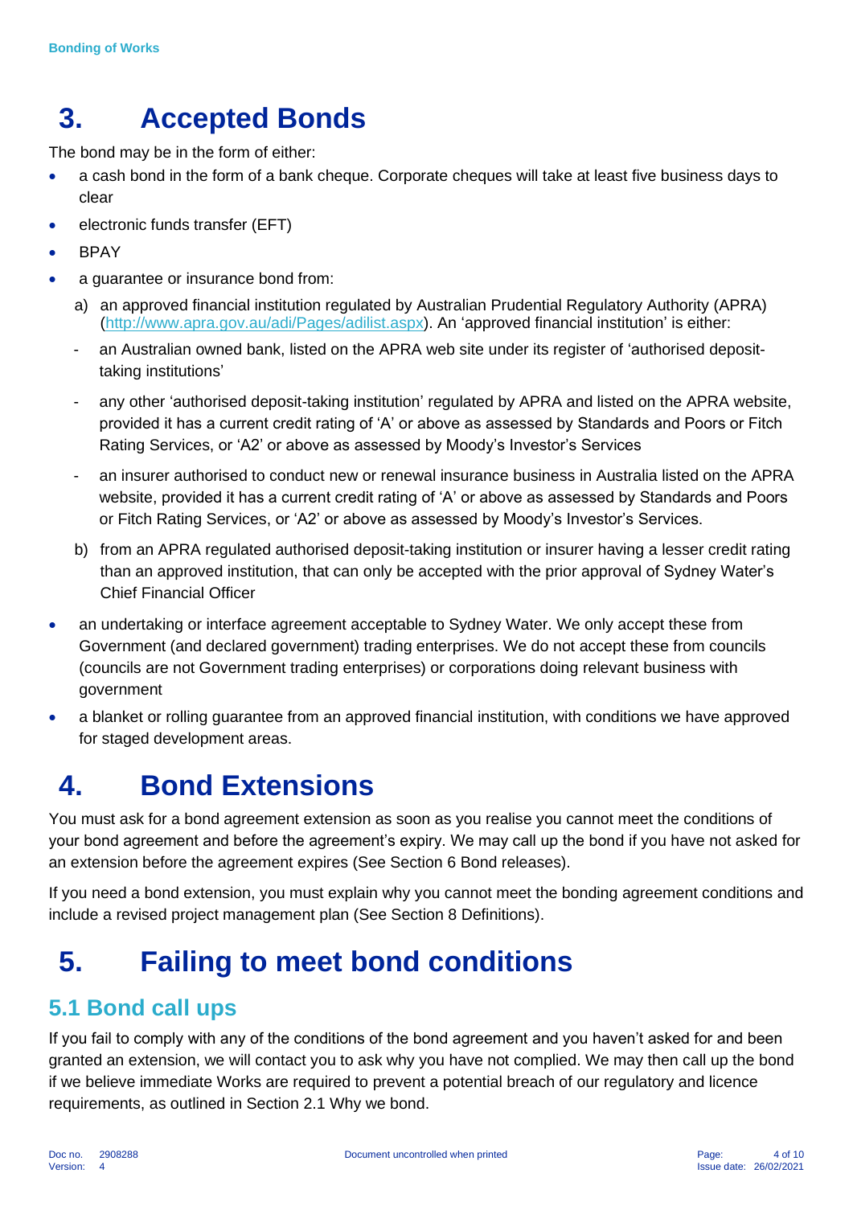# 3. Accepted Bonds

The bond may be in the form of either:

- a cash bond in the form of a bank cheque. Corporate cheques will take at least five business days to clear
- electronic funds transfer (EFT)
- BPAY
- a guarantee or insurance bond from:
  a) an approved financial institution regulated by Australian Prudential Regulatory Authority (APRA) (http://www.apra.gov.au/adi/Pages/adilist.aspx). An 'approved financial institution' is either:
     - an Australian owned bank, listed on the APRA web site under its register of 'authorised deposit-taking institutions'
     - any other 'authorised deposit-taking institution' regulated by APRA and listed on the APRA website, provided it has a current credit rating of 'A' or above as assessed by Standards and Poors or Fitch Rating Services, or 'A2' or above as assessed by Moody's Investor's Services
     - an insurer authorised to conduct new or renewal insurance business in Australia listed on the APRA website, provided it has a current credit rating of 'A' or above as assessed by Standards and Poors or Fitch Rating Services, or 'A2' or above as assessed by Moody's Investor's Services.

  b) from an APRA regulated authorised deposit-taking institution or insurer having a lesser credit rating than an approved institution, that can only be accepted with the prior approval of Sydney Water's Chief Financial Officer
- an undertaking or interface agreement acceptable to Sydney Water. We only accept these from Government (and declared government) trading enterprises. We do not accept these from councils (councils are not Government trading enterprises) or corporations doing relevant business with government
- a blanket or rolling guarantee from an approved financial institution, with conditions we have approved for staged development areas.

# 4. Bond Extensions

You must ask for a bond agreement extension as soon as you realise you cannot meet the conditions of your bond agreement and before the agreement's expiry. We may call up the bond if you have not asked for an extension before the agreement expires (See Section 6 Bond releases).

If you need a bond extension, you must explain why you cannot meet the bonding agreement conditions and include a revised project management plan (See Section 8 Definitions).

# 5. Failing to meet bond conditions

## 5.1 Bond call ups

If you fail to comply with any of the conditions of the bond agreement and you haven't asked for and been granted an extension, we will contact you to ask why you have not complied. We may then call up the bond if we believe immediate Works are required to prevent a potential breach of our regulatory and licence requirements, as outlined in Section 2.1 Why we bond.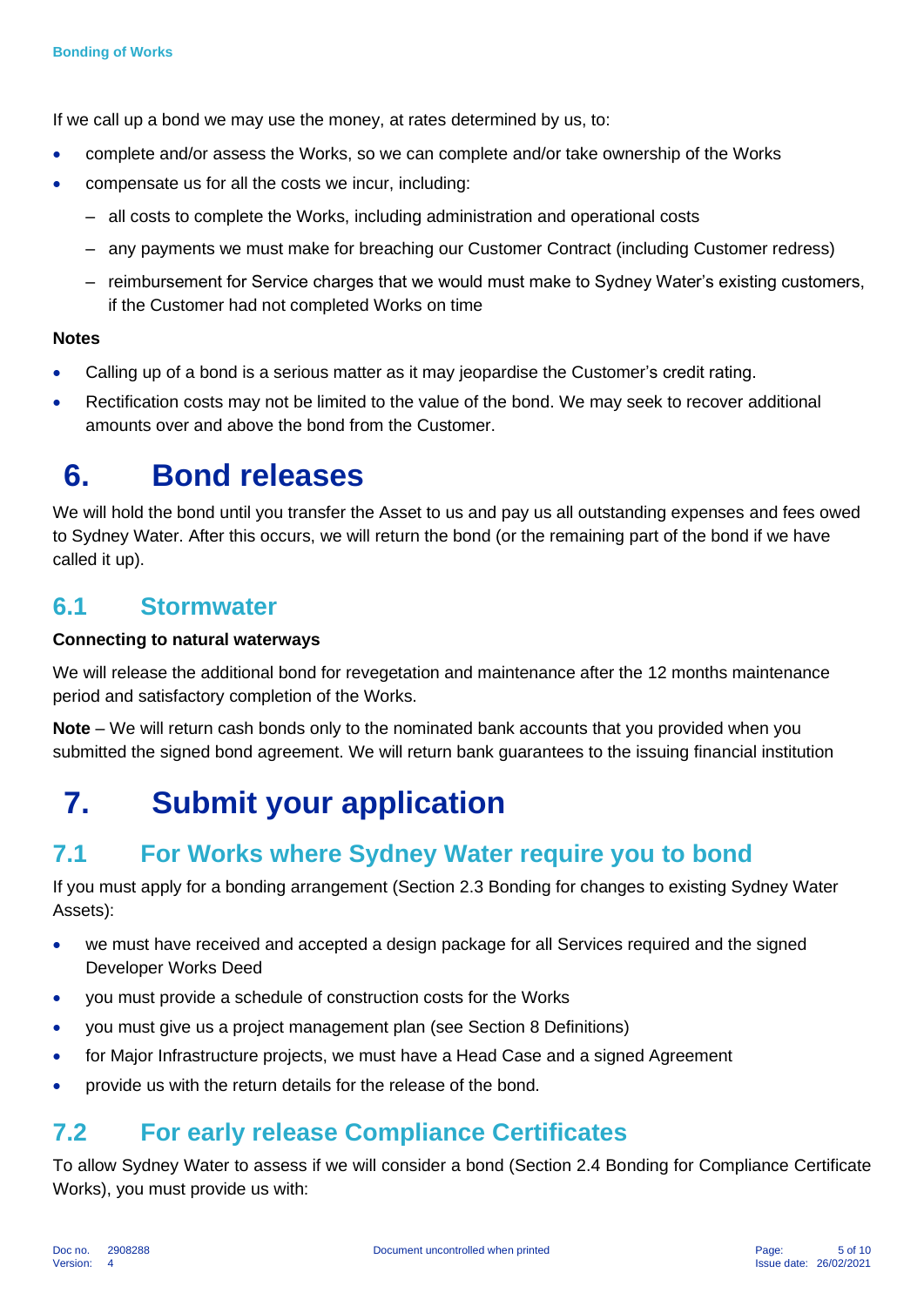If we call up a bond we may use the money, at rates determined by us, to:

- complete and/or assess the Works, so we can complete and/or take ownership of the Works
- compensate us for all the costs we incur, including:
  - all costs to complete the Works, including administration and operational costs
  - any payments we must make for breaching our Customer Contract (including Customer redress)
  - reimbursement for Service charges that we would must make to Sydney Water's existing customers, if the Customer had not completed Works on time

**Notes**

- Calling up of a bond is a serious matter as it may jeopardise the Customer's credit rating.
- Rectification costs may not be limited to the value of the bond. We may seek to recover additional amounts over and above the bond from the Customer.

# 6. Bond releases

We will hold the bond until you transfer the Asset to us and pay us all outstanding expenses and fees owed to Sydney Water. After this occurs, we will return the bond (or the remaining part of the bond if we have called it up).

## 6.1 Stormwater

**Connecting to natural waterways**

We will release the additional bond for revegetation and maintenance after the 12 months maintenance period and satisfactory completion of the Works.

**Note** – We will return cash bonds only to the nominated bank accounts that you provided when you submitted the signed bond agreement. We will return bank guarantees to the issuing financial institution

# 7. Submit your application

## 7.1 For Works where Sydney Water require you to bond

If you must apply for a bonding arrangement (Section 2.3 Bonding for changes to existing Sydney Water Assets):

- we must have received and accepted a design package for all Services required and the signed Developer Works Deed
- you must provide a schedule of construction costs for the Works
- you must give us a project management plan (see Section 8 Definitions)
- for Major Infrastructure projects, we must have a Head Case and a signed Agreement
- provide us with the return details for the release of the bond.

## 7.2 For early release Compliance Certificates

To allow Sydney Water to assess if we will consider a bond (Section 2.4 Bonding for Compliance Certificate Works), you must provide us with: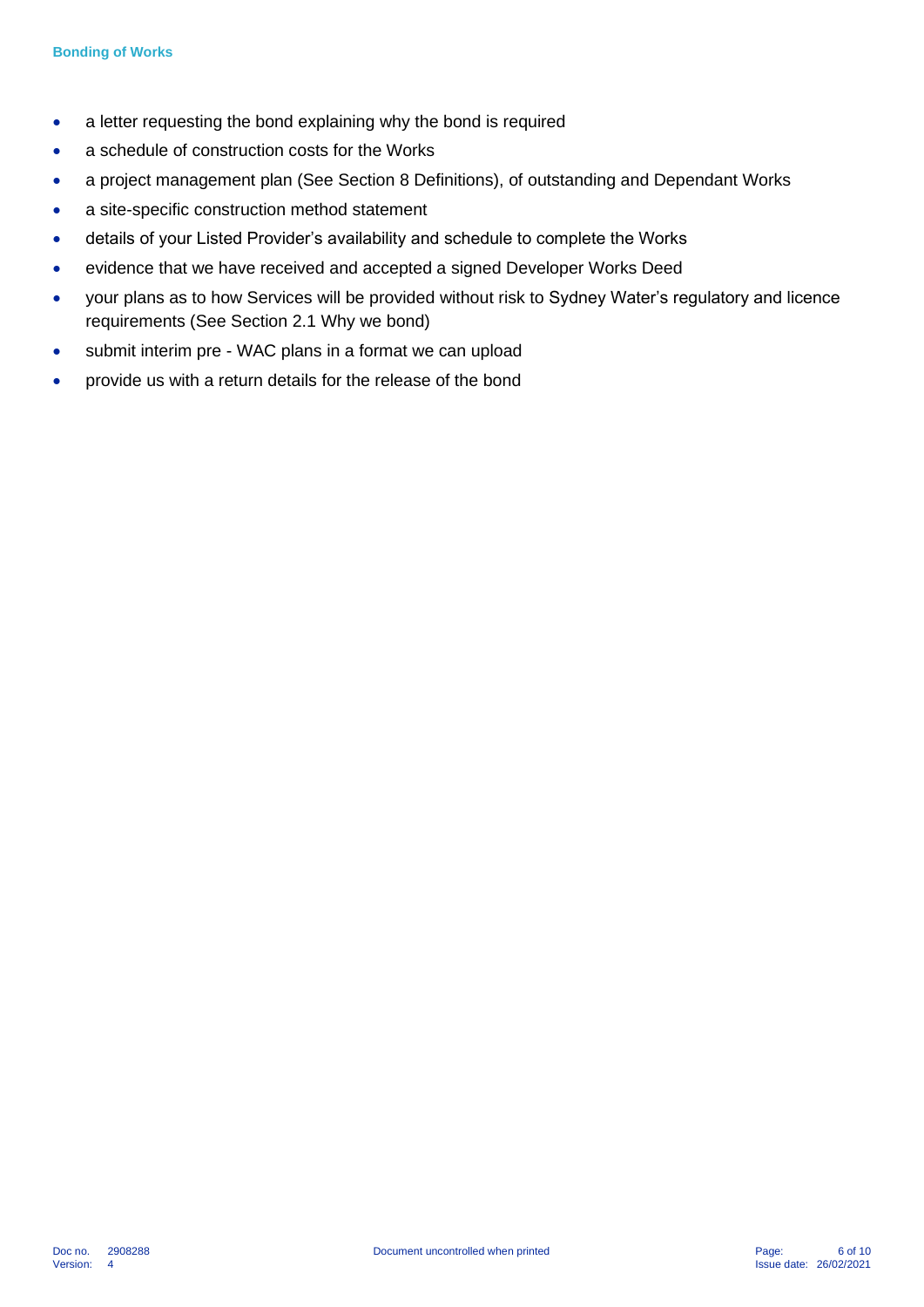- a letter requesting the bond explaining why the bond is required
- a schedule of construction costs for the Works
- a project management plan (See Section 8 Definitions), of outstanding and Dependant Works
- a site-specific construction method statement
- details of your Listed Provider's availability and schedule to complete the Works
- evidence that we have received and accepted a signed Developer Works Deed
- your plans as to how Services will be provided without risk to Sydney Water's regulatory and licence requirements (See Section 2.1 Why we bond)
- submit interim pre - WAC plans in a format we can upload
- provide us with a return details for the release of the bond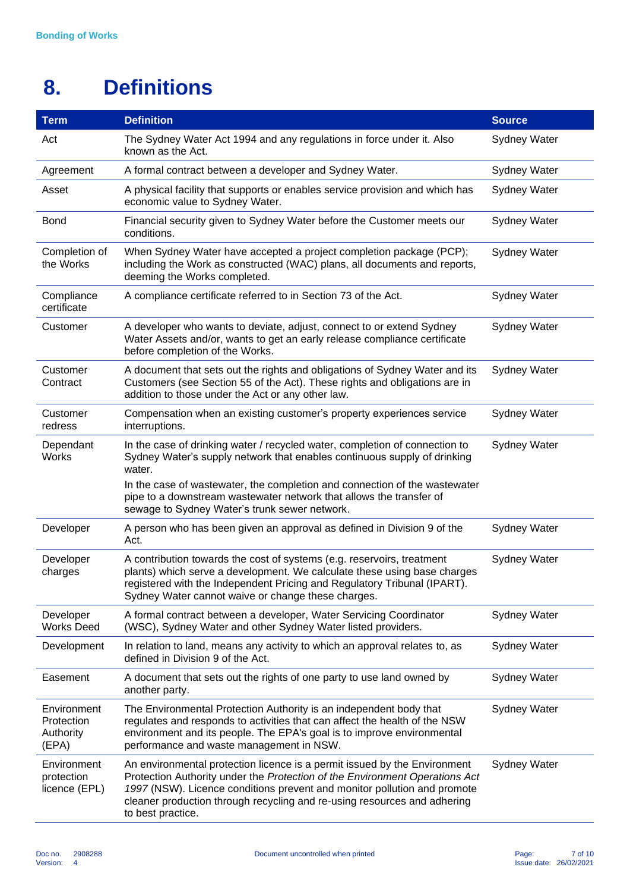# 8. Definitions

| Term | Definition | Source |
|---|---|---|
| Act | The Sydney Water Act 1994 and any regulations in force under it. Also known as the Act. | Sydney Water |
| Agreement | A formal contract between a developer and Sydney Water. | Sydney Water |
| Asset | A physical facility that supports or enables service provision and which has economic value to Sydney Water. | Sydney Water |
| Bond | Financial security given to Sydney Water before the Customer meets our conditions. | Sydney Water |
| Completion of the Works | When Sydney Water have accepted a project completion package (PCP); including the Work as constructed (WAC) plans, all documents and reports, deeming the Works completed. | Sydney Water |
| Compliance certificate | A compliance certificate referred to in Section 73 of the Act. | Sydney Water |
| Customer | A developer who wants to deviate, adjust, connect to or extend Sydney Water Assets and/or, wants to get an early release compliance certificate before completion of the Works. | Sydney Water |
| Customer Contract | A document that sets out the rights and obligations of Sydney Water and its Customers (see Section 55 of the Act). These rights and obligations are in addition to those under the Act or any other law. | Sydney Water |
| Customer redress | Compensation when an existing customer's property experiences service interruptions. | Sydney Water |
| Dependant Works | In the case of drinking water / recycled water, completion of connection to Sydney Water's supply network that enables continuous supply of drinking water.<br>In the case of wastewater, the completion and connection of the wastewater pipe to a downstream wastewater network that allows the transfer of sewage to Sydney Water's trunk sewer network. | Sydney Water |
| Developer | A person who has been given an approval as defined in Division 9 of the Act. | Sydney Water |
| Developer charges | A contribution towards the cost of systems (e.g. reservoirs, treatment plants) which serve a development. We calculate these using base charges registered with the Independent Pricing and Regulatory Tribunal (IPART). Sydney Water cannot waive or change these charges. | Sydney Water |
| Developer Works Deed | A formal contract between a developer, Water Servicing Coordinator (WSC), Sydney Water and other Sydney Water listed providers. | Sydney Water |
| Development | In relation to land, means any activity to which an approval relates to, as defined in Division 9 of the Act. | Sydney Water |
| Easement | A document that sets out the rights of one party to use land owned by another party. | Sydney Water |
| Environment Protection Authority (EPA) | The Environmental Protection Authority is an independent body that regulates and responds to activities that can affect the health of the NSW environment and its people. The EPA's goal is to improve environmental performance and waste management in NSW. | Sydney Water |
| Environment protection licence (EPL) | An environmental protection licence is a permit issued by the Environment Protection Authority under the *Protection of the Environment Operations Act 1997* (NSW). Licence conditions prevent and monitor pollution and promote cleaner production through recycling and re-using resources and adhering to best practice. | Sydney Water |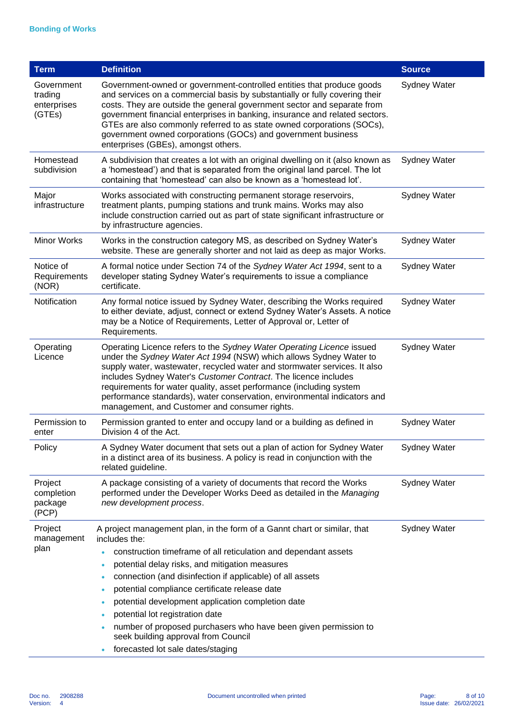| Term | Definition | Source |
|---|---|---|
| Government trading enterprises (GTEs) | Government-owned or government-controlled entities that produce goods and services on a commercial basis by substantially or fully covering their costs. They are outside the general government sector and separate from government financial enterprises in banking, insurance and related sectors. GTEs are also commonly referred to as state owned corporations (SOCs), government owned corporations (GOCs) and government business enterprises (GBEs), amongst others. | Sydney Water |
| Homestead subdivision | A subdivision that creates a lot with an original dwelling on it (also known as a 'homestead') and that is separated from the original land parcel. The lot containing that 'homestead' can also be known as a 'homestead lot'. | Sydney Water |
| Major infrastructure | Works associated with constructing permanent storage reservoirs, treatment plants, pumping stations and trunk mains. Works may also include construction carried out as part of state significant infrastructure or by infrastructure agencies. | Sydney Water |
| Minor Works | Works in the construction category MS, as described on Sydney Water's website. These are generally shorter and not laid as deep as major Works. | Sydney Water |
| Notice of Requirements (NOR) | A formal notice under Section 74 of the *Sydney Water Act 1994*, sent to a developer stating Sydney Water's requirements to issue a compliance certificate. | Sydney Water |
| Notification | Any formal notice issued by Sydney Water, describing the Works required to either deviate, adjust, connect or extend Sydney Water's Assets. A notice may be a Notice of Requirements, Letter of Approval or, Letter of Requirements. | Sydney Water |
| Operating Licence | Operating Licence refers to the *Sydney Water Operating Licence* issued under the *Sydney Water Act 1994* (NSW) which allows Sydney Water to supply water, wastewater, recycled water and stormwater services. It also includes Sydney Water's *Customer Contract*. The licence includes requirements for water quality, asset performance (including system performance standards), water conservation, environmental indicators and management, and Customer and consumer rights. | Sydney Water |
| Permission to enter | Permission granted to enter and occupy land or a building as defined in Division 4 of the Act. | Sydney Water |
| Policy | A Sydney Water document that sets out a plan of action for Sydney Water in a distinct area of its business. A policy is read in conjunction with the related guideline. | Sydney Water |
| Project completion package (PCP) | A package consisting of a variety of documents that record the Works performed under the Developer Works Deed as detailed in the *Managing new development process*. | Sydney Water |
| Project management plan | A project management plan, in the form of a Gannt chart or similar, that includes the:<br>• construction timeframe of all reticulation and dependant assets<br>• potential delay risks, and mitigation measures<br>• connection (and disinfection if applicable) of all assets<br>• potential compliance certificate release date<br>• potential development application completion date<br>• potential lot registration date<br>• number of proposed purchasers who have been given permission to seek building approval from Council<br>• forecasted lot sale dates/staging | Sydney Water |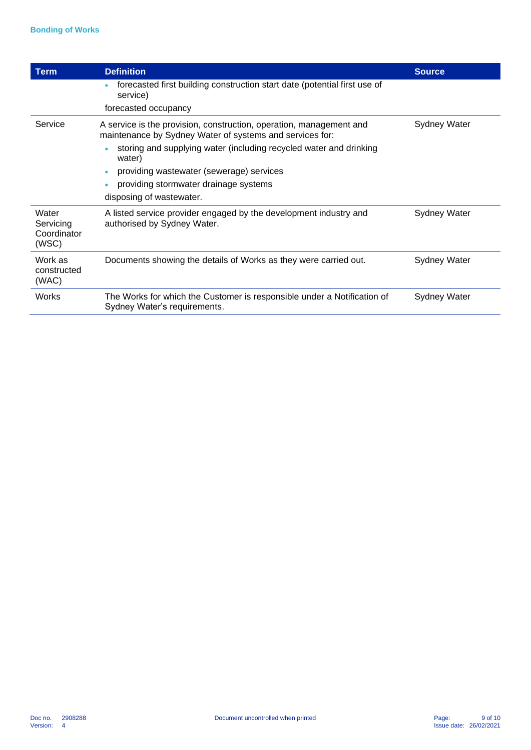| Term | Definition | Source |
|---|---|---|
| | • forecasted first building construction start date (potential first use of service)<br>forecasted occupancy | |
| Service | A service is the provision, construction, operation, management and maintenance by Sydney Water of systems and services for:<br>• storing and supplying water (including recycled water and drinking water)<br>• providing wastewater (sewerage) services<br>• providing stormwater drainage systems<br>disposing of wastewater. | Sydney Water |
| Water Servicing Coordinator (WSC) | A listed service provider engaged by the development industry and authorised by Sydney Water. | Sydney Water |
| Work as constructed (WAC) | Documents showing the details of Works as they were carried out. | Sydney Water |
| Works | The Works for which the Customer is responsible under a Notification of Sydney Water's requirements. | Sydney Water |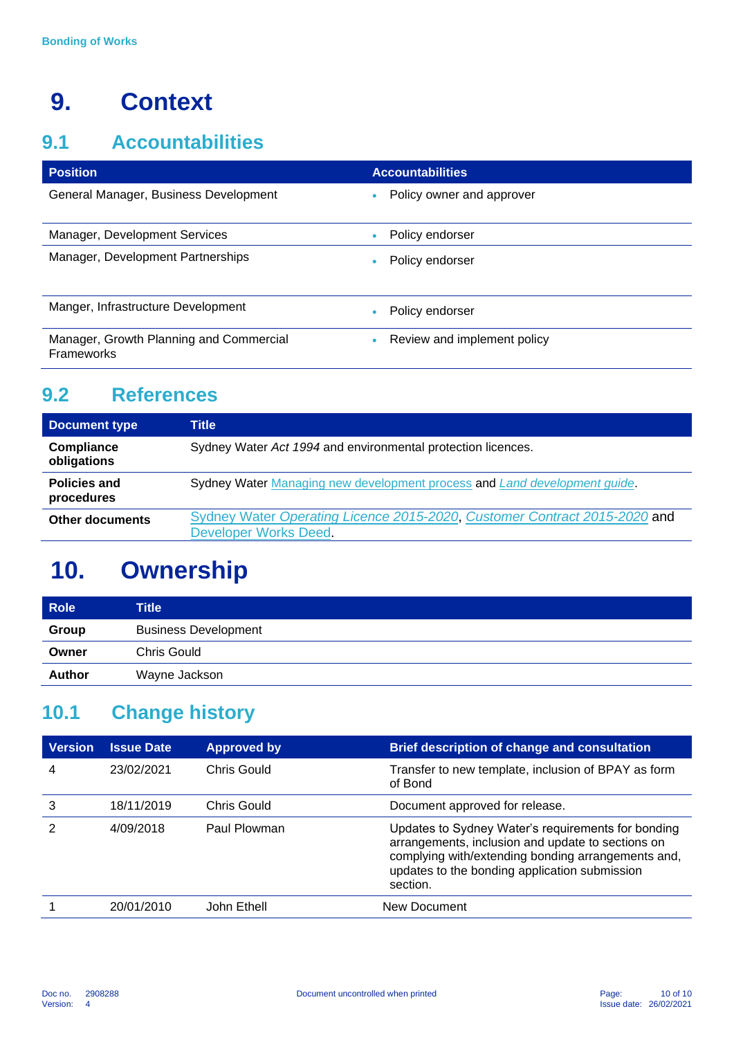# 9. Context

## 9.1 Accountabilities

| Position | Accountabilities |
|---|---|
| General Manager, Business Development | • Policy owner and approver |
| Manager, Development Services | • Policy endorser |
| Manager, Development Partnerships | • Policy endorser |
| Manger, Infrastructure Development | • Policy endorser |
| Manager, Growth Planning and Commercial Frameworks | • Review and implement policy |

## 9.2 References

| Document type | Title |
|---|---|
| **Compliance obligations** | Sydney Water *Act 1994* and environmental protection licences. |
| **Policies and procedures** | Sydney Water Managing new development process and *Land development guide*. |
| **Other documents** | Sydney Water *Operating Licence 2015-2020*, *Customer Contract 2015-2020* and Developer Works Deed. |

# 10. Ownership

| Role | Title |
|---|---|
| **Group** | Business Development |
| **Owner** | Chris Gould |
| **Author** | Wayne Jackson |

## 10.1 Change history

| Version | Issue Date | Approved by | Brief description of change and consultation |
|---|---|---|---|
| 4 | 23/02/2021 | Chris Gould | Transfer to new template, inclusion of BPAY as form of Bond |
| 3 | 18/11/2019 | Chris Gould | Document approved for release. |
| 2 | 4/09/2018 | Paul Plowman | Updates to Sydney Water's requirements for bonding arrangements, inclusion and update to sections on complying with/extending bonding arrangements and, updates to the bonding application submission section. |
| 1 | 20/01/2010 | John Ethell | New Document |